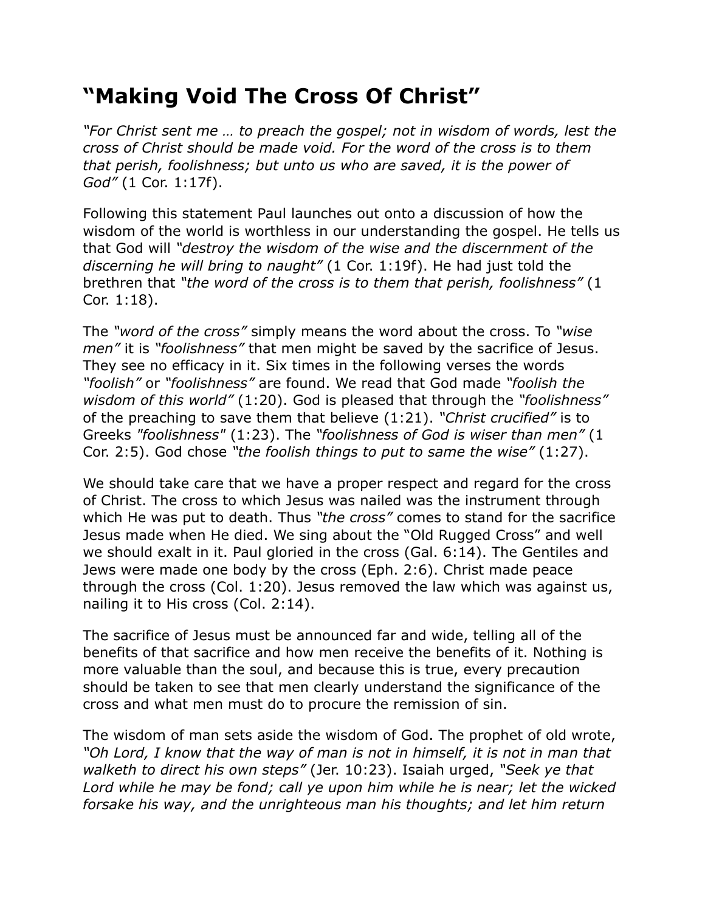# "Making Void The Cross Of Christ"

*"For Christ sent me … to preach the gospel; not in wisdom of words, lest the cross of Christ should be made void. For the word of the cross is to them that perish, foolishness; but unto us who are saved, it is the power of God"* (1 Cor. 1:17f).

Following this statement Paul launches out onto a discussion of how the wisdom of the world is worthless in our understanding the gospel. He tells us that God will *"destroy the wisdom of the wise and the discernment of the discerning he will bring to naught"* (1 Cor. 1:19f). He had just told the brethren that *"the word of the cross is to them that perish, foolishness"* (1 Cor. 1:18).

The *"word of the cross"* simply means the word about the cross. To *"wise men"* it is *"foolishness"* that men might be saved by the sacrifice of Jesus. They see no efficacy in it. Six times in the following verses the words *"foolish"* or *"foolishness"* are found. We read that God made *"foolish the wisdom of this world"* (1:20). God is pleased that through the *"foolishness"* of the preaching to save them that believe (1:21). *"Christ crucified"* is to Greeks *"foolishness"* (1:23). The *"foolishness of God is wiser than men"* (1 Cor. 2:5). God chose *"the foolish things to put to same the wise"* (1:27).

We should take care that we have a proper respect and regard for the cross of Christ. The cross to which Jesus was nailed was the instrument through which He was put to death. Thus *"the cross"* comes to stand for the sacrifice Jesus made when He died. We sing about the "Old Rugged Cross" and well we should exalt in it. Paul gloried in the cross (Gal. 6:14). The Gentiles and Jews were made one body by the cross (Eph. 2:6). Christ made peace through the cross (Col. 1:20). Jesus removed the law which was against us, nailing it to His cross (Col. 2:14).

The sacrifice of Jesus must be announced far and wide, telling all of the benefits of that sacrifice and how men receive the benefits of it. Nothing is more valuable than the soul, and because this is true, every precaution should be taken to see that men clearly understand the significance of the cross and what men must do to procure the remission of sin.

The wisdom of man sets aside the wisdom of God. The prophet of old wrote, *"Oh Lord, I know that the way of man is not in himself, it is not in man that walketh to direct his own steps"* (Jer. 10:23). Isaiah urged, *"Seek ye that Lord while he may be fond; call ye upon him while he is near; let the wicked forsake his way, and the unrighteous man his thoughts; and let him return*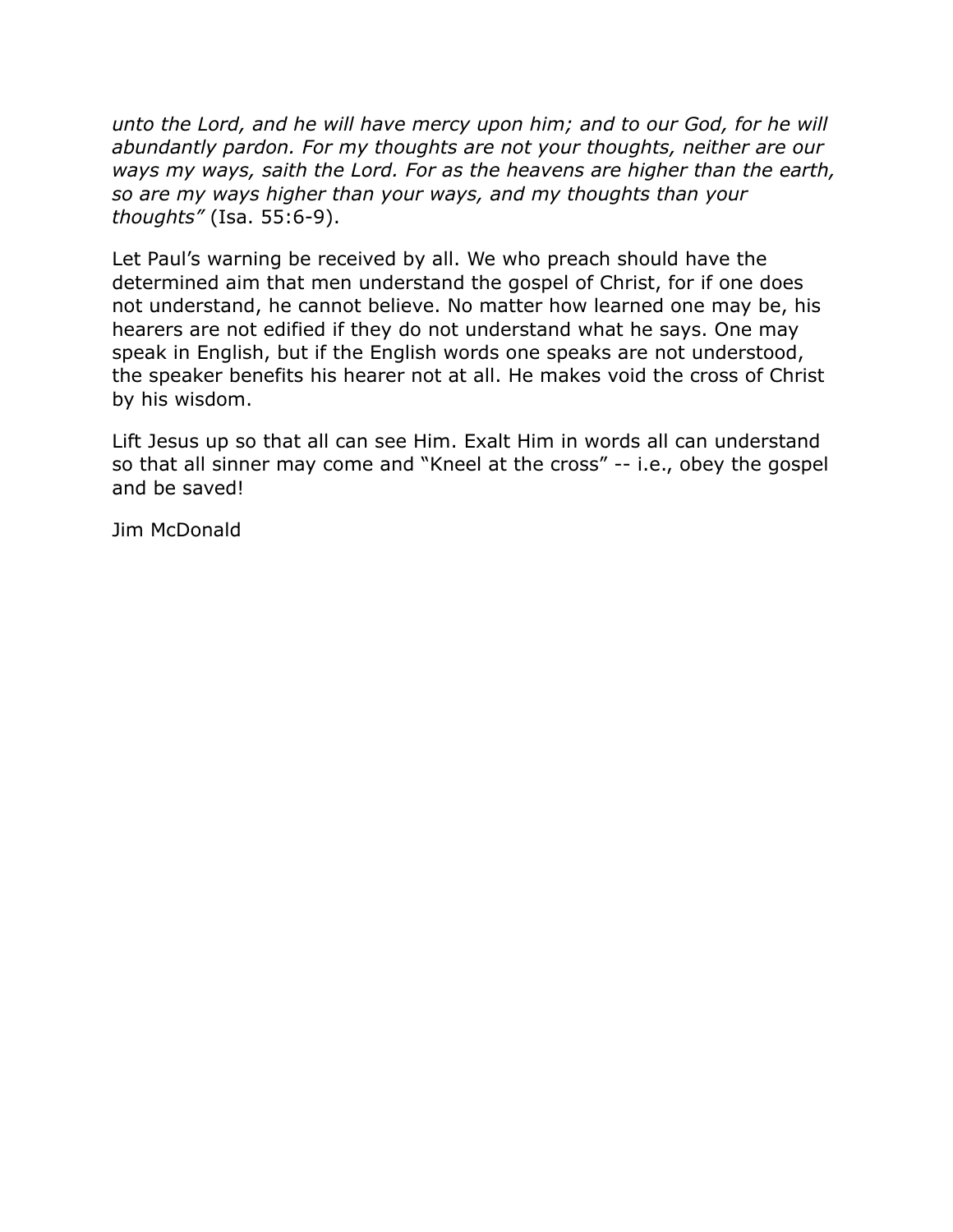*unto the Lord, and he will have mercy upon him; and to our God, for he will abundantly pardon. For my thoughts are not your thoughts, neither are our ways my ways, saith the Lord. For as the heavens are higher than the earth, so are my ways higher than your ways, and my thoughts than your thoughts"* (Isa. 55:6-9).

Let Paul's warning be received by all. We who preach should have the determined aim that men understand the gospel of Christ, for if one does not understand, he cannot believe. No matter how learned one may be, his hearers are not edified if they do not understand what he says. One may speak in English, but if the English words one speaks are not understood, the speaker benefits his hearer not at all. He makes void the cross of Christ by his wisdom.

Lift Jesus up so that all can see Him. Exalt Him in words all can understand so that all sinner may come and "Kneel at the cross" -- i.e., obey the gospel and be saved!

Jim McDonald